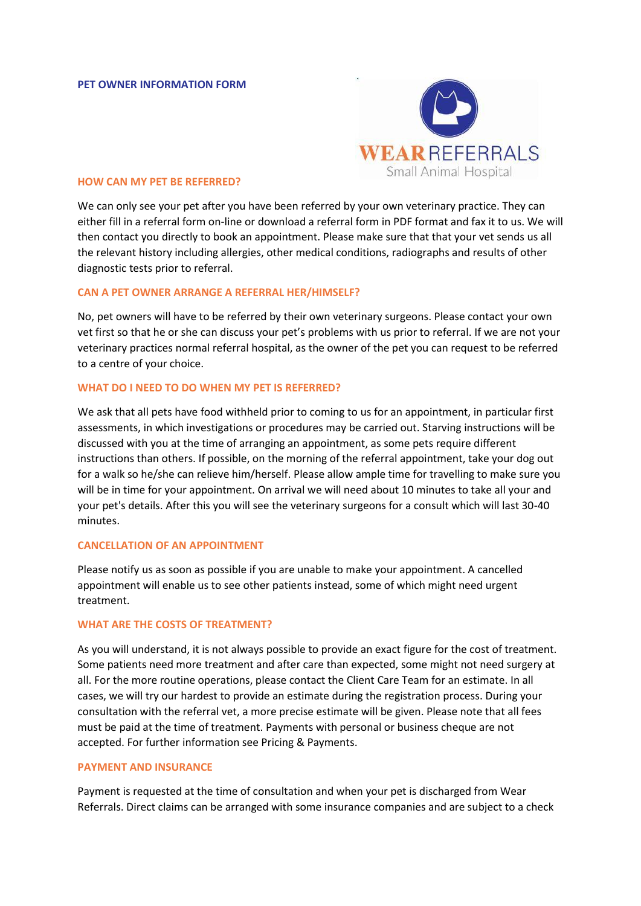# PET OWNER INFORMATION FORM

WEAR REFERRALS
Small Animal Hospital

## HOW CAN MY PET BE REFERRED?

We can only see your pet after you have been referred by your own veterinary practice. They can either fill in a referral form on-line or download a referral form in PDF format and fax it to us. We will then contact you directly to book an appointment. Please make sure that that your vet sends us all the relevant history including allergies, other medical conditions, radiographs and results of other diagnostic tests prior to referral.

## CAN A PET OWNER ARRANGE A REFERRAL HER/HIMSELF?

No, pet owners will have to be referred by their own veterinary surgeons. Please contact your own vet first so that he or she can discuss your pet's problems with us prior to referral. If we are not your veterinary practices normal referral hospital, as the owner of the pet you can request to be referred to a centre of your choice.

## WHAT DO I NEED TO DO WHEN MY PET IS REFERRED?

We ask that all pets have food withheld prior to coming to us for an appointment, in particular first assessments, in which investigations or procedures may be carried out. Starving instructions will be discussed with you at the time of arranging an appointment, as some pets require different instructions than others. If possible, on the morning of the referral appointment, take your dog out for a walk so he/she can relieve him/herself. Please allow ample time for travelling to make sure you will be in time for your appointment. On arrival we will need about 10 minutes to take all your and your pet's details. After this you will see the veterinary surgeons for a consult which will last 30-40 minutes.

## CANCELLATION OF AN APPOINTMENT

Please notify us as soon as possible if you are unable to make your appointment. A cancelled appointment will enable us to see other patients instead, some of which might need urgent treatment.

## WHAT ARE THE COSTS OF TREATMENT?

As you will understand, it is not always possible to provide an exact figure for the cost of treatment. Some patients need more treatment and after care than expected, some might not need surgery at all. For the more routine operations, please contact the Client Care Team for an estimate. In all cases, we will try our hardest to provide an estimate during the registration process. During your consultation with the referral vet, a more precise estimate will be given. Please note that all fees must be paid at the time of treatment. Payments with personal or business cheque are not accepted. For further information see Pricing & Payments.

## PAYMENT AND INSURANCE

Payment is requested at the time of consultation and when your pet is discharged from Wear Referrals. Direct claims can be arranged with some insurance companies and are subject to a check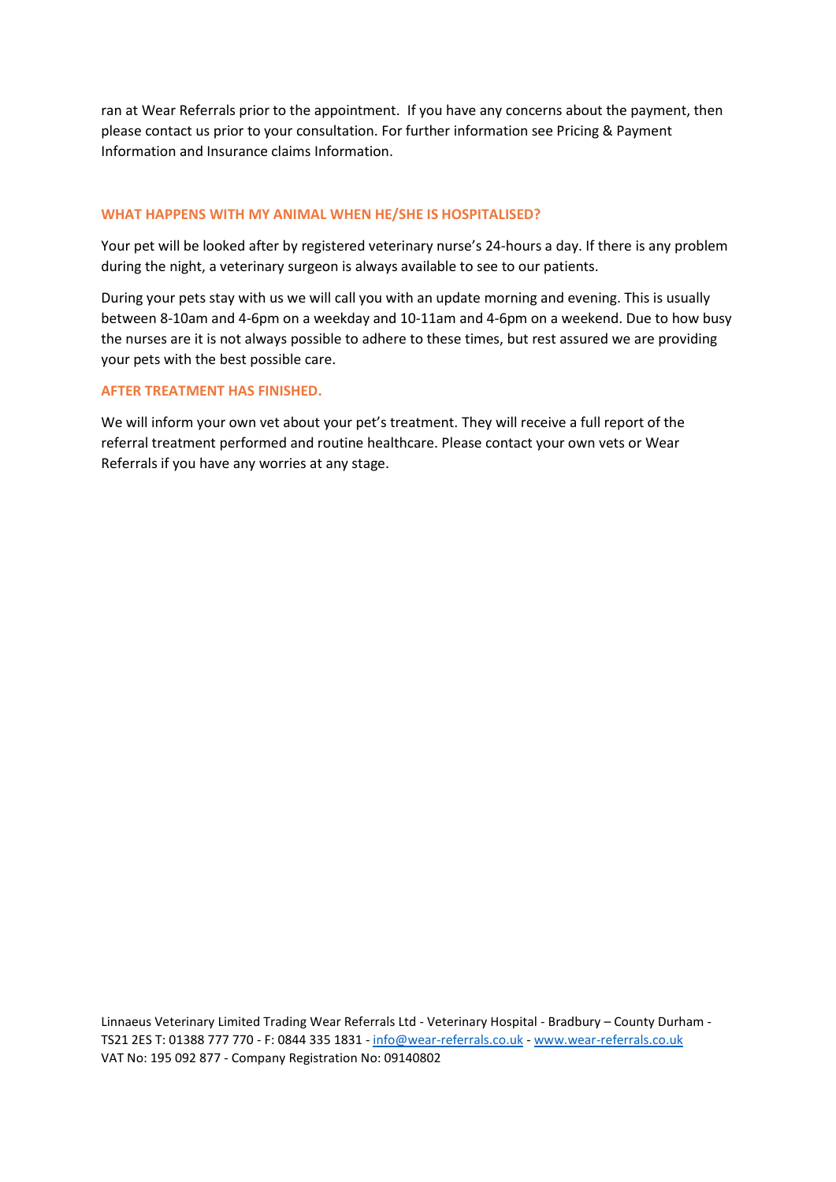ran at Wear Referrals prior to the appointment. If you have any concerns about the payment, then please contact us prior to your consultation. For further information see Pricing & Payment Information and Insurance claims Information.

## WHAT HAPPENS WITH MY ANIMAL WHEN HE/SHE IS HOSPITALISED?

Your pet will be looked after by registered veterinary nurse's 24-hours a day. If there is any problem during the night, a veterinary surgeon is always available to see to our patients.

During your pets stay with us we will call you with an update morning and evening. This is usually between 8-10am and 4-6pm on a weekday and 10-11am and 4-6pm on a weekend. Due to how busy the nurses are it is not always possible to adhere to these times, but rest assured we are providing your pets with the best possible care.

## AFTER TREATMENT HAS FINISHED.

We will inform your own vet about your pet's treatment. They will receive a full report of the referral treatment performed and routine healthcare. Please contact your own vets or Wear Referrals if you have any worries at any stage.